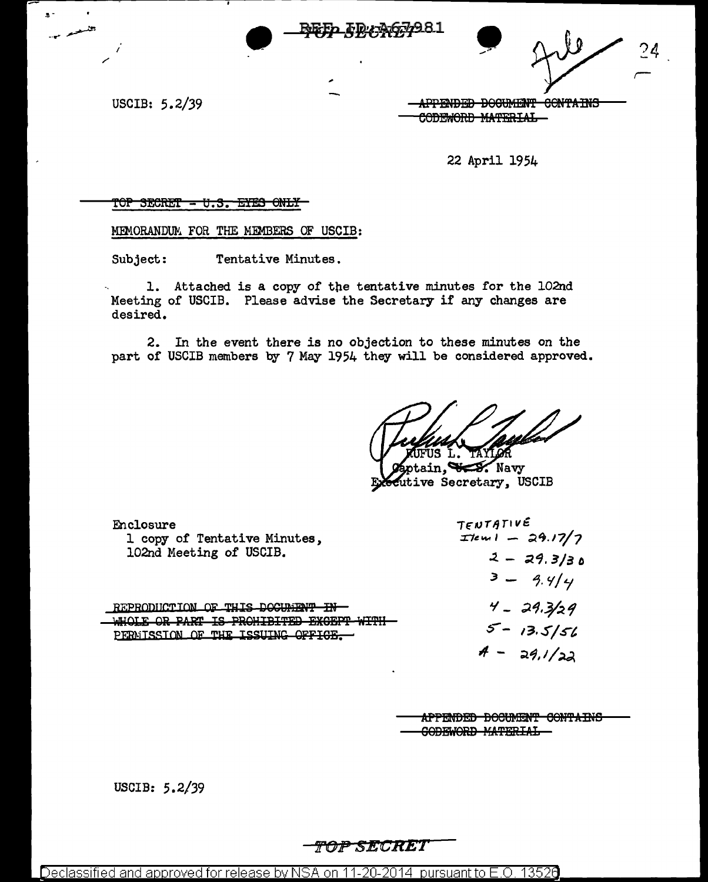REF ID:A67981

TOP SECRET

USCIB: 5.2/39

~~APPENDED DOCUMENT CONTAINS CODEWORD MATERIAL~~

22 April 1954

~~TOP SECRET - U.S. EYES ONLY~~

MEMORANDUM FOR THE MEMBERS OF USCIB:

Subject: Tentative Minutes.

1. Attached is a copy of the tentative minutes for the 102nd Meeting of USCIB. Please advise the Secretary if any changes are desired.

2. In the event there is no objection to these minutes on the part of USCIB members by 7 May 1954 they will be considered approved.

RUFUS L. TAYLOR
Captain, U. S. Navy
Executive Secretary, USCIB

Enclosure
1 copy of Tentative Minutes,
102nd Meeting of USCIB.

TENTATIVE
Item 1 – 29.17/7
2 – 29.3/30
3 – 9.4/4
4 – 29.3/29
5 – 13.5/56
A – 29.1/22

~~REPRODUCTION OF THIS DOCUMENT IN WHOLE OR PART IS PROHIBITED EXCEPT WITH PERMISSION OF THE ISSUING OFFICE.~~

~~APPENDED DOCUMENT CONTAINS CODEWORD MATERIAL~~

USCIB: 5.2/39

TOP SECRET

Declassified and approved for release by NSA on 11-20-2014 pursuant to E.O. 13526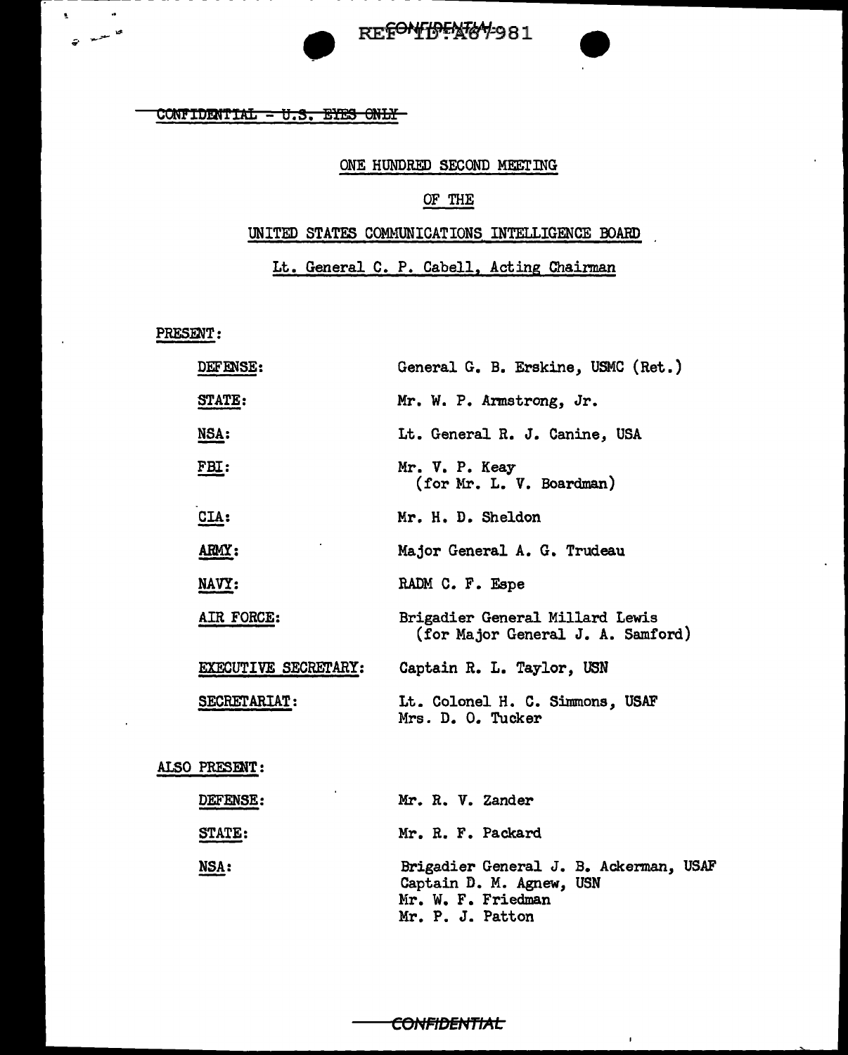CONFIDENTIAL - U.S. EYES ONLY

ONE HUNDRED SECOND MEETING

OF THE

UNITED STATES COMMUNICATIONS INTELLIGENCE BOARD

Lt. General C. P. Cabell, Acting Chairman

PRESENT:

| | |
|---|---|
| DEFENSE: | General G. B. Erskine, USMC (Ret.) |
| STATE: | Mr. W. P. Armstrong, Jr. |
| NSA: | Lt. General R. J. Canine, USA |
| FBI: | Mr. V. P. Keay (for Mr. L. V. Boardman) |
| CIA: | Mr. H. D. Sheldon |
| ARMY: | Major General A. G. Trudeau |
| NAVY: | RADM C. F. Espe |
| AIR FORCE: | Brigadier General Millard Lewis (for Major General J. A. Samford) |
| EXECUTIVE SECRETARY: | Captain R. L. Taylor, USN |
| SECRETARIAT: | Lt. Colonel H. C. Simmons, USAF<br>Mrs. D. O. Tucker |

ALSO PRESENT:

| | |
|---|---|
| DEFENSE: | Mr. R. V. Zander |
| STATE: | Mr. R. F. Packard |
| NSA: | Brigadier General J. B. Ackerman, USAF<br>Captain D. M. Agnew, USN<br>Mr. W. F. Friedman<br>Mr. P. J. Patton |

CONFIDENTIAL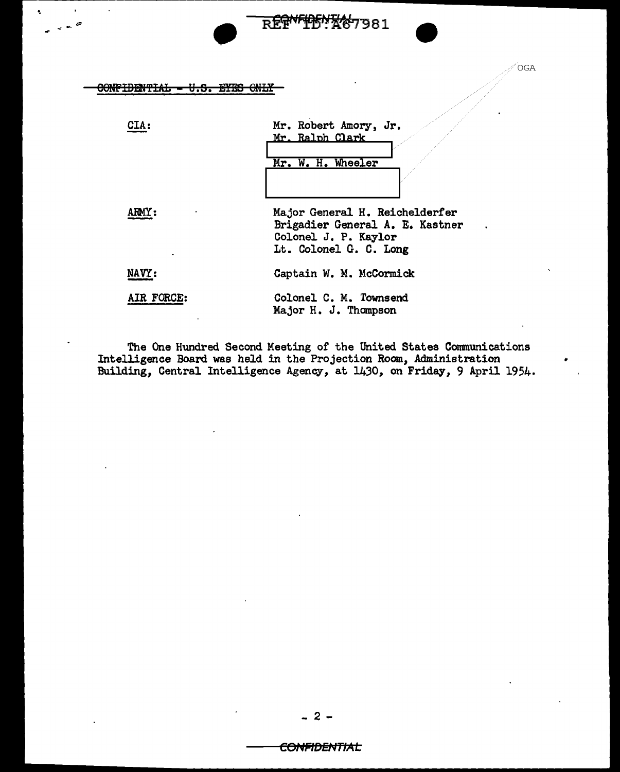~~CONFIDENTIAL - U.S. EYES ONLY~~

| | |
|---|---|
| CIA: | Mr. Robert Amory, Jr. |
| | Mr. Ralph Clark |
| | |
| | Mr. W. H. Wheeler |
| | |
| ARMY: | Major General H. Reichelderfer |
| | Brigadier General A. E. Kastner |
| | Colonel J. P. Kaylor |
| | Lt. Colonel G. C. Long |
| NAVY: | Captain W. M. McCormick |
| AIR FORCE: | Colonel C. M. Townsend |
| | Major H. J. Thompson |

OGA

The One Hundred Second Meeting of the United States Communications Intelligence Board was held in the Projection Room, Administration Building, Central Intelligence Agency, at 1430, on Friday, 9 April 1954.